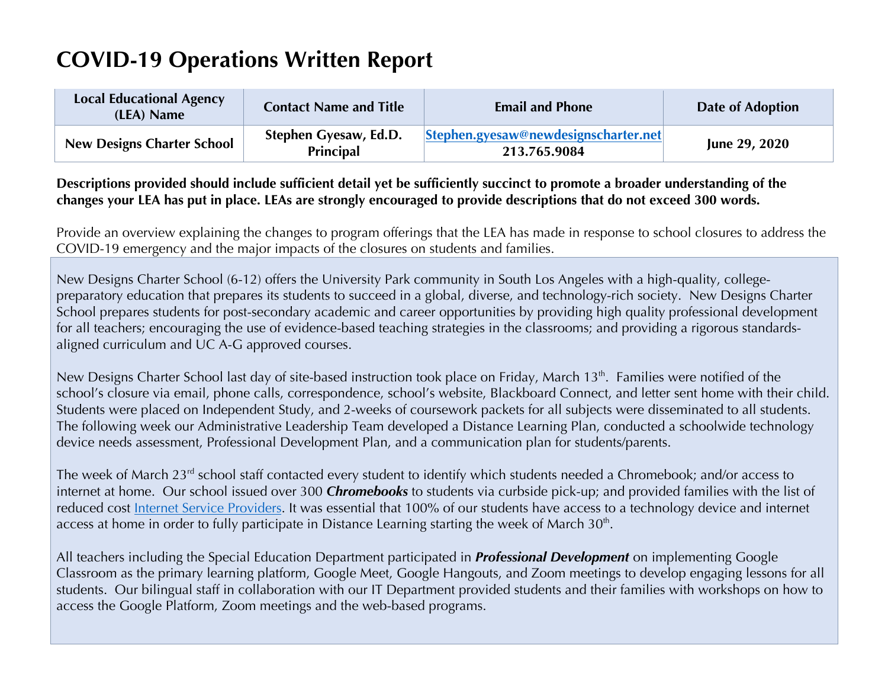# COVID-19 Operations Written Report

| Local Educational Agency (LEA) Name | Contact Name and Title | Email and Phone | Date of Adoption |
|---|---|---|---|
| New Designs Charter School | Stephen Gyesaw, Ed.D. Principal | Stephen.gyesaw@newdesignscharter.net 213.765.9084 | June 29, 2020 |

**Descriptions provided should include sufficient detail yet be sufficiently succinct to promote a broader understanding of the changes your LEA has put in place. LEAs are strongly encouraged to provide descriptions that do not exceed 300 words.**

Provide an overview explaining the changes to program offerings that the LEA has made in response to school closures to address the COVID-19 emergency and the major impacts of the closures on students and families.

New Designs Charter School (6-12) offers the University Park community in South Los Angeles with a high-quality, college-preparatory education that prepares its students to succeed in a global, diverse, and technology-rich society. New Designs Charter School prepares students for post-secondary academic and career opportunities by providing high quality professional development for all teachers; encouraging the use of evidence-based teaching strategies in the classrooms; and providing a rigorous standards-aligned curriculum and UC A-G approved courses.

New Designs Charter School last day of site-based instruction took place on Friday, March 13th. Families were notified of the school's closure via email, phone calls, correspondence, school's website, Blackboard Connect, and letter sent home with their child. Students were placed on Independent Study, and 2-weeks of coursework packets for all subjects were disseminated to all students. The following week our Administrative Leadership Team developed a Distance Learning Plan, conducted a schoolwide technology device needs assessment, Professional Development Plan, and a communication plan for students/parents.

The week of March 23rd school staff contacted every student to identify which students needed a Chromebook; and/or access to internet at home. Our school issued over 300 ***Chromebooks*** to students via curbside pick-up; and provided families with the list of reduced cost Internet Service Providers. It was essential that 100% of our students have access to a technology device and internet access at home in order to fully participate in Distance Learning starting the week of March 30th.

All teachers including the Special Education Department participated in ***Professional Development*** on implementing Google Classroom as the primary learning platform, Google Meet, Google Hangouts, and Zoom meetings to develop engaging lessons for all students. Our bilingual staff in collaboration with our IT Department provided students and their families with workshops on how to access the Google Platform, Zoom meetings and the web-based programs.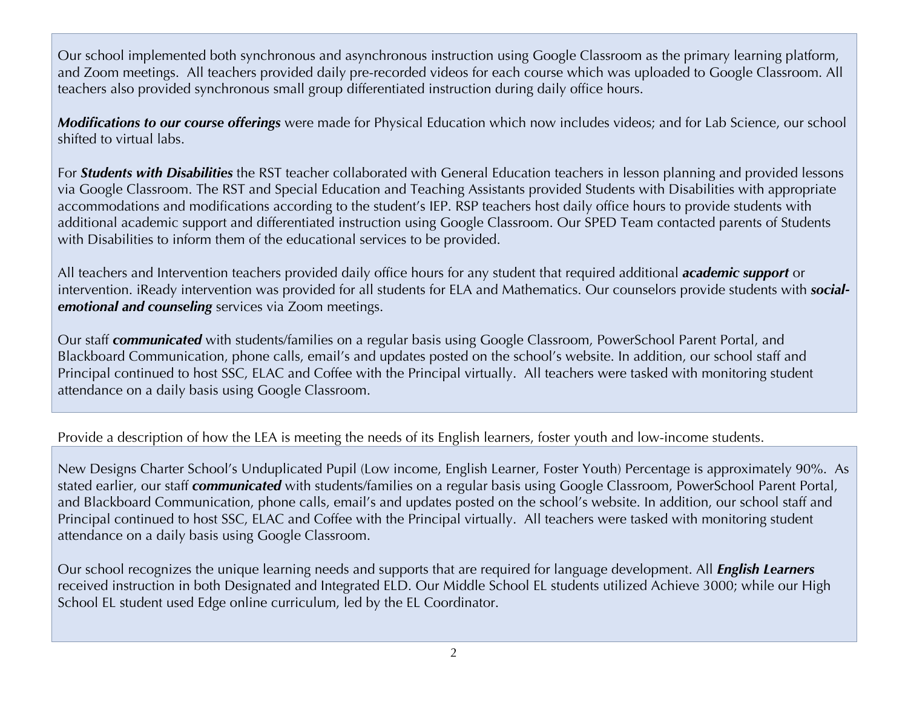Our school implemented both synchronous and asynchronous instruction using Google Classroom as the primary learning platform, and Zoom meetings. All teachers provided daily pre-recorded videos for each course which was uploaded to Google Classroom. All teachers also provided synchronous small group differentiated instruction during daily office hours.

***Modifications to our course offerings*** were made for Physical Education which now includes videos; and for Lab Science, our school shifted to virtual labs.

For ***Students with Disabilities*** the RST teacher collaborated with General Education teachers in lesson planning and provided lessons via Google Classroom. The RST and Special Education and Teaching Assistants provided Students with Disabilities with appropriate accommodations and modifications according to the student's IEP. RSP teachers host daily office hours to provide students with additional academic support and differentiated instruction using Google Classroom. Our SPED Team contacted parents of Students with Disabilities to inform them of the educational services to be provided.

All teachers and Intervention teachers provided daily office hours for any student that required additional ***academic support*** or intervention. iReady intervention was provided for all students for ELA and Mathematics. Our counselors provide students with ***social-emotional and counseling*** services via Zoom meetings.

Our staff ***communicated*** with students/families on a regular basis using Google Classroom, PowerSchool Parent Portal, and Blackboard Communication, phone calls, email's and updates posted on the school's website. In addition, our school staff and Principal continued to host SSC, ELAC and Coffee with the Principal virtually. All teachers were tasked with monitoring student attendance on a daily basis using Google Classroom.

Provide a description of how the LEA is meeting the needs of its English learners, foster youth and low-income students.

New Designs Charter School's Unduplicated Pupil (Low income, English Learner, Foster Youth) Percentage is approximately 90%. As stated earlier, our staff ***communicated*** with students/families on a regular basis using Google Classroom, PowerSchool Parent Portal, and Blackboard Communication, phone calls, email's and updates posted on the school's website. In addition, our school staff and Principal continued to host SSC, ELAC and Coffee with the Principal virtually. All teachers were tasked with monitoring student attendance on a daily basis using Google Classroom.

Our school recognizes the unique learning needs and supports that are required for language development. All ***English Learners*** received instruction in both Designated and Integrated ELD. Our Middle School EL students utilized Achieve 3000; while our High School EL student used Edge online curriculum, led by the EL Coordinator.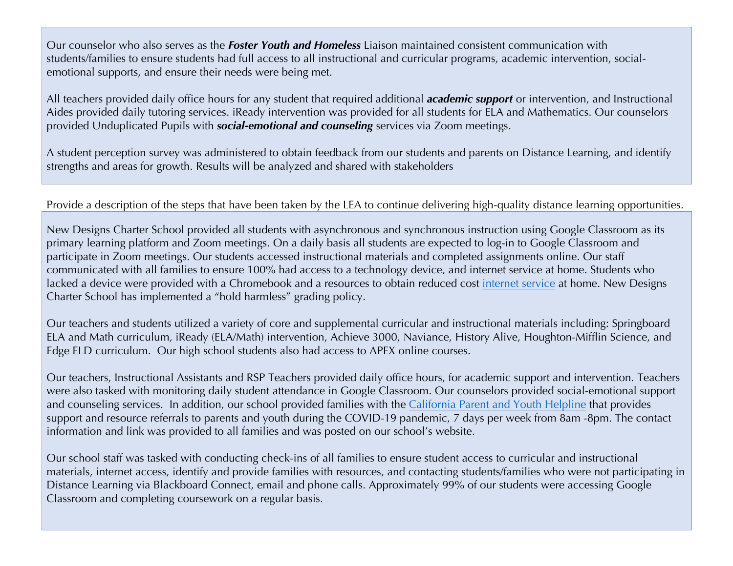Our counselor who also serves as the ***Foster Youth and Homeless*** Liaison maintained consistent communication with students/families to ensure students had full access to all instructional and curricular programs, academic intervention, social-emotional supports, and ensure their needs were being met.

All teachers provided daily office hours for any student that required additional ***academic support*** or intervention, and Instructional Aides provided daily tutoring services. iReady intervention was provided for all students for ELA and Mathematics. Our counselors provided Unduplicated Pupils with ***social-emotional and counseling*** services via Zoom meetings.

A student perception survey was administered to obtain feedback from our students and parents on Distance Learning, and identify strengths and areas for growth. Results will be analyzed and shared with stakeholders

Provide a description of the steps that have been taken by the LEA to continue delivering high-quality distance learning opportunities.

New Designs Charter School provided all students with asynchronous and synchronous instruction using Google Classroom as its primary learning platform and Zoom meetings. On a daily basis all students are expected to log-in to Google Classroom and participate in Zoom meetings. Our students accessed instructional materials and completed assignments online. Our staff communicated with all families to ensure 100% had access to a technology device, and internet service at home. Students who lacked a device were provided with a Chromebook and a resources to obtain reduced cost internet service at home. New Designs Charter School has implemented a “hold harmless” grading policy.

Our teachers and students utilized a variety of core and supplemental curricular and instructional materials including: Springboard ELA and Math curriculum, iReady (ELA/Math) intervention, Achieve 3000, Naviance, History Alive, Houghton-Mifflin Science, and Edge ELD curriculum. Our high school students also had access to APEX online courses.

Our teachers, Instructional Assistants and RSP Teachers provided daily office hours, for academic support and intervention. Teachers were also tasked with monitoring daily student attendance in Google Classroom. Our counselors provided social-emotional support and counseling services. In addition, our school provided families with the California Parent and Youth Helpline that provides support and resource referrals to parents and youth during the COVID-19 pandemic, 7 days per week from 8am -8pm. The contact information and link was provided to all families and was posted on our school’s website.

Our school staff was tasked with conducting check-ins of all families to ensure student access to curricular and instructional materials, internet access, identify and provide families with resources, and contacting students/families who were not participating in Distance Learning via Blackboard Connect, email and phone calls. Approximately 99% of our students were accessing Google Classroom and completing coursework on a regular basis.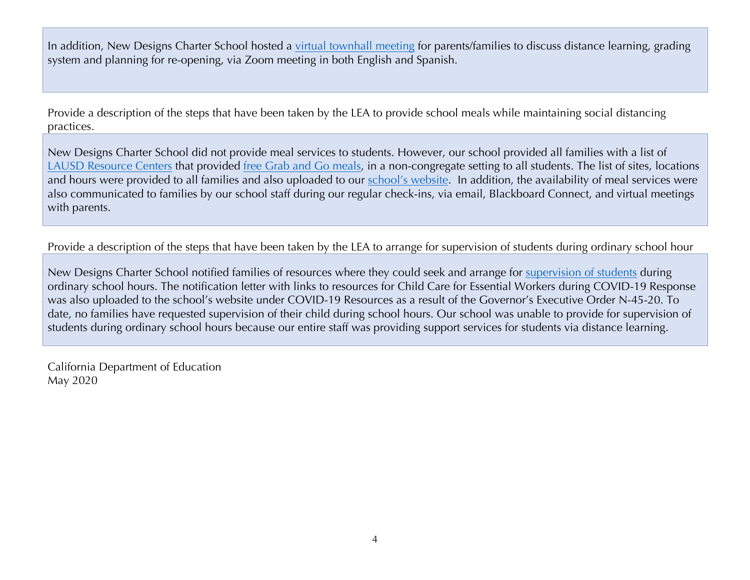In addition, New Designs Charter School hosted a virtual townhall meeting for parents/families to discuss distance learning, grading system and planning for re-opening, via Zoom meeting in both English and Spanish.

Provide a description of the steps that have been taken by the LEA to provide school meals while maintaining social distancing practices.

New Designs Charter School did not provide meal services to students. However, our school provided all families with a list of LAUSD Resource Centers that provided free Grab and Go meals, in a non-congregate setting to all students. The list of sites, locations and hours were provided to all families and also uploaded to our school's website. In addition, the availability of meal services were also communicated to families by our school staff during our regular check-ins, via email, Blackboard Connect, and virtual meetings with parents.

Provide a description of the steps that have been taken by the LEA to arrange for supervision of students during ordinary school hour

New Designs Charter School notified families of resources where they could seek and arrange for supervision of students during ordinary school hours. The notification letter with links to resources for Child Care for Essential Workers during COVID-19 Response was also uploaded to the school's website under COVID-19 Resources as a result of the Governor's Executive Order N-45-20. To date, no families have requested supervision of their child during school hours. Our school was unable to provide for supervision of students during ordinary school hours because our entire staff was providing support services for students via distance learning.

California Department of Education
May 2020